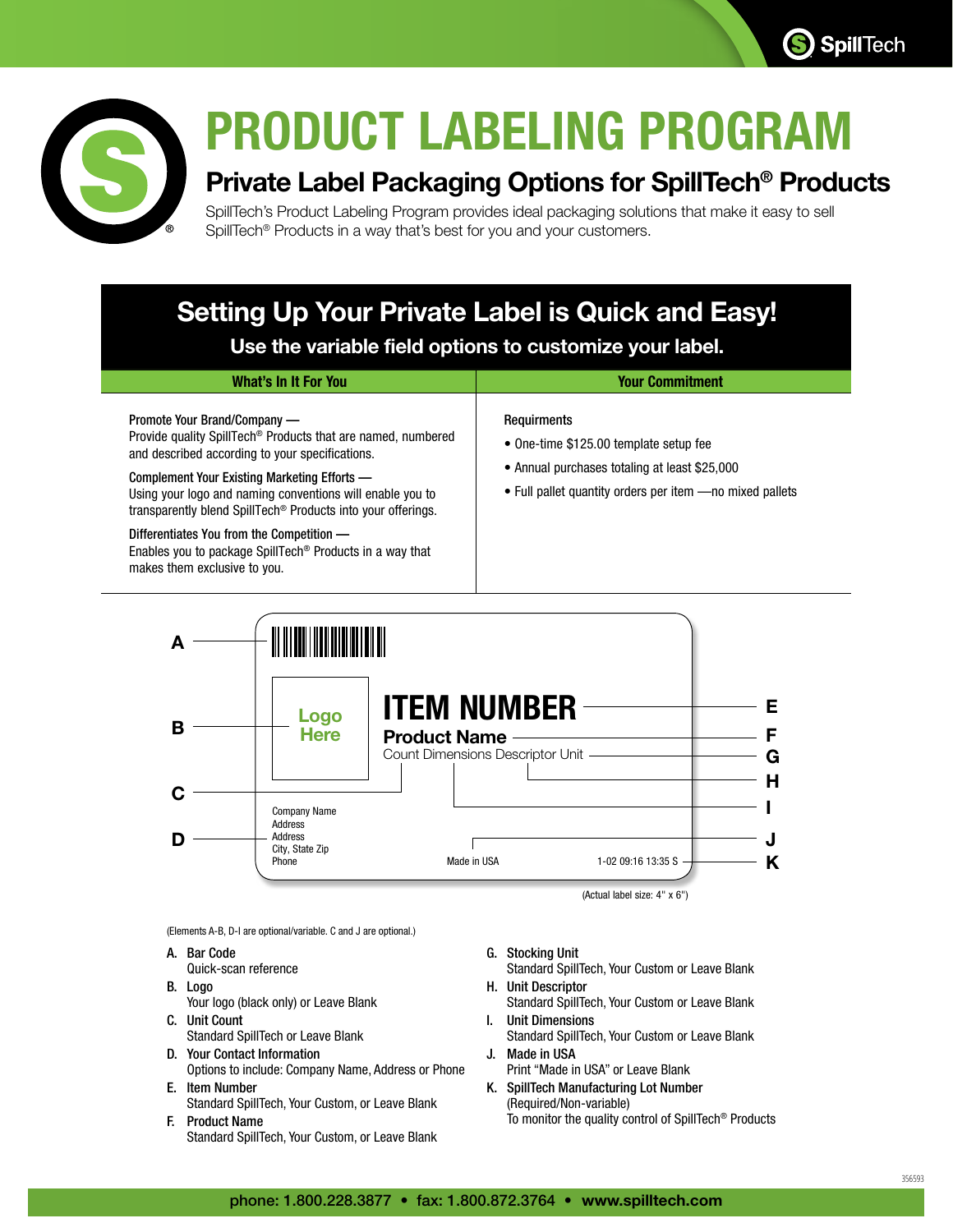SpillTech

# PRODUCT LABELING PROGRAM

## Private Label Packaging Options for SpillTech® Products

SpillTech's Product Labeling Program provides ideal packaging solutions that make it easy to sell SpillTech® Products in a way that's best for you and your customers.

## Setting Up Your Private Label is Quick and Easy!

**Use the variable field options to customize your label.**

| What's In It For You | Your Commitment |
|---|---|
| Promote Your Brand/Company — Provide quality SpillTech® Products that are named, numbered and described according to your specifications.<br><br>Complement Your Existing Marketing Efforts — Using your logo and naming conventions will enable you to transparently blend SpillTech® Products into your offerings.<br><br>Differentiates You from the Competition — Enables you to package SpillTech® Products in a way that makes them exclusive to you. | Requirments<br><br>• One-time $125.00 template setup fee<br>• Annual purchases totaling at least $25,000<br>• Full pallet quantity orders per item —no mixed pallets |

A — [Bar code]
B — Logo Here
E — ITEM NUMBER
F — Product Name
C, G, H, I — Count Dimensions Descriptor Unit
D — Company Name / Address / Address / City, State Zip / Phone
J — Made in USA
K — 1-02 09:16 13:35 S

(Actual label size: 4" x 6")

(Elements A-B, D-I are optional/variable. C and J are optional.)

A. **Bar Code**
   Quick-scan reference

B. **Logo**
   Your logo (black only) or Leave Blank

C. **Unit Count**
   Standard SpillTech or Leave Blank

D. **Your Contact Information**
   Options to include: Company Name, Address or Phone

E. **Item Number**
   Standard SpillTech, Your Custom, or Leave Blank

F. **Product Name**
   Standard SpillTech, Your Custom, or Leave Blank

G. **Stocking Unit**
   Standard SpillTech, Your Custom or Leave Blank

H. **Unit Descriptor**
   Standard SpillTech, Your Custom or Leave Blank

I. **Unit Dimensions**
   Standard SpillTech, Your Custom or Leave Blank

J. **Made in USA**
   Print "Made in USA" or Leave Blank

K. **SpillTech Manufacturing Lot Number**
   (Required/Non-variable)
   To monitor the quality control of SpillTech® Products

356593

phone: 1.800.228.3877 • fax: 1.800.872.3764 • www.spilltech.com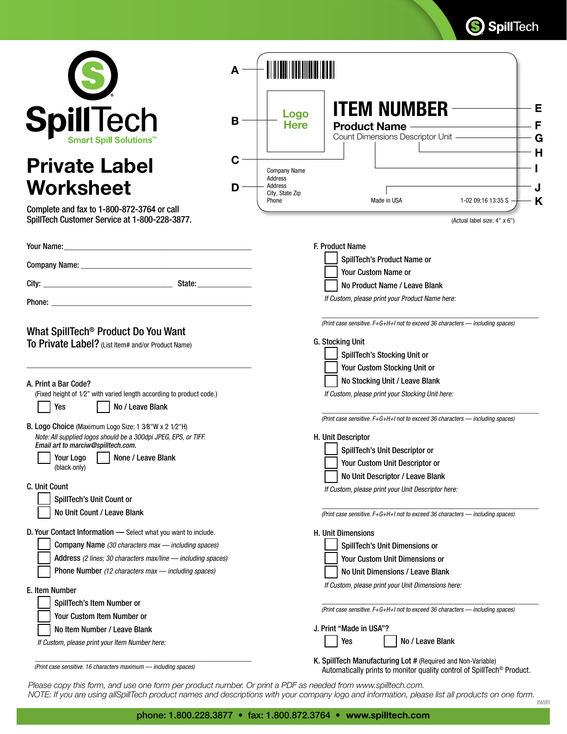# Private Label Worksheet

Complete and fax to 1-800-872-3764 or call SpillTech Customer Service at 1-800-228-3877.

A
B Logo Here
C
D Company Name
Address
Address
City, State Zip
Phone

ITEM NUMBER — E
Product Name — F
Count Dimensions Descriptor Unit — G
H
I
Made in USA — J
1-02 09:16 13:35 S — K

(Actual label size: 4" x 6")

Your Name: ______________________________

Company Name: ______________________________

City: ____________________ State: __________

Phone: ______________________________

## What SpillTech® Product Do You Want To Private Label? (List Item# and/or Product Name)

______________________________

**A. Print a Bar Code?**
(Fixed height of 1⁄2" with varied length according to product code.)

- [ ] Yes
- [ ] No / Leave Blank

**B. Logo Choice** (Maximum Logo Size: 1 3⁄8"W x 2 1⁄2"H)
*Note: All supplied logos should be a 300dpi JPEG, EPS, or TIFF.*
*Email art to marciw@spilltech.com.*

- [ ] Your Logo (black only)
- [ ] None / Leave Blank

**C. Unit Count**

- [ ] SpillTech's Unit Count or
- [ ] No Unit Count / Leave Blank

**D. Your Contact Information** — Select what you want to include.

- [ ] Company Name *(30 characters max — including spaces)*
- [ ] Address *(2 lines; 30 characters max/line — including spaces)*
- [ ] Phone Number *(12 characters max — including spaces)*

**E. Item Number**

- [ ] SpillTech's Item Number or
- [ ] Your Custom Item Number or
- [ ] No Item Number / Leave Blank

*If Custom, please print your Item Number here:*

______________________________
*(Print case sensitive. 16 characters maximum — including spaces)*

**F. Product Name**

- [ ] SpillTech's Product Name or
- [ ] Your Custom Name or
- [ ] No Product Name / Leave Blank

*If Custom, please print your Product Name here:*

______________________________
*(Print case sensitive. F+G+H+I not to exceed 36 characters — including spaces)*

**G. Stocking Unit**

- [ ] SpillTech's Stocking Unit or
- [ ] Your Custom Stocking Unit or
- [ ] No Stocking Unit / Leave Blank

*If Custom, please print your Stocking Unit here:*

______________________________
*(Print case sensitive. F+G+H+I not to exceed 36 characters — including spaces)*

**H. Unit Descriptor**

- [ ] SpillTech's Unit Descriptor or
- [ ] Your Custom Unit Descriptor or
- [ ] No Unit Descriptor / Leave Blank

*If Custom, please print your Unit Descriptor here:*

______________________________
*(Print case sensitive. F+G+H+I not to exceed 36 characters — including spaces)*

**H. Unit Dimensions**

- [ ] SpillTech's Unit Dimensions or
- [ ] Your Custom Unit Dimensions or
- [ ] No Unit Dimensions / Leave Blank

*If Custom, please print your Unit Dimensions here:*

______________________________
*(Print case sensitive. F+G+H+I not to exceed 36 characters — including spaces)*

**J. Print "Made in USA"?**

- [ ] Yes
- [ ] No / Leave Blank

**K. SpillTech Manufacturing Lot #** (Required and Non-Variable)
Automatically prints to monitor quality control of SpillTech® Product.

*Please copy this form, and use one form per product number. Or print a PDF as needed from www.spilltech.com.*
*NOTE: If you are using allSpillTech product names and descriptions with your company logo and information, please list all products on one form.*

356593

**phone: 1.800.228.3877 • fax: 1.800.872.3764 • www.spilltech.com**